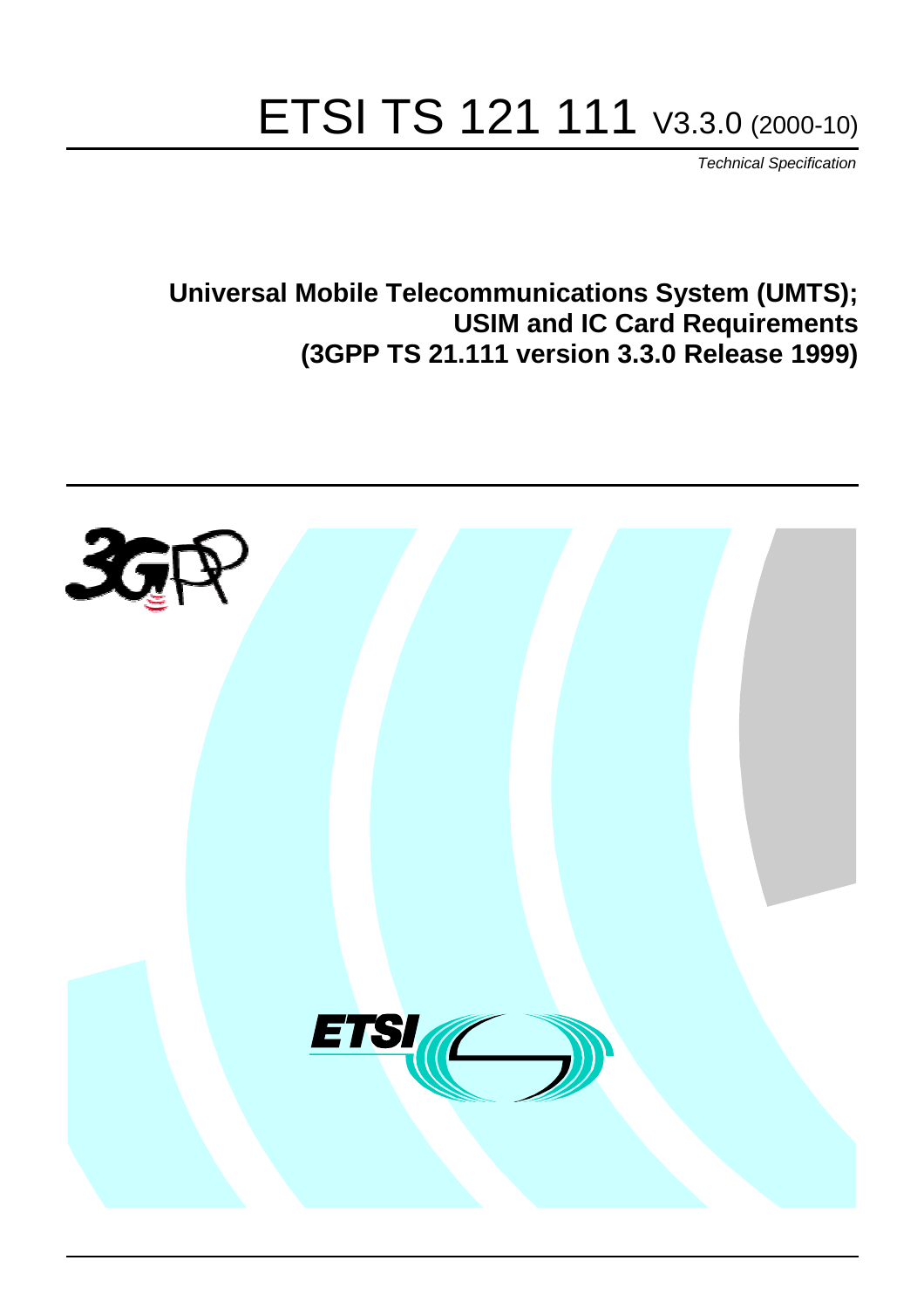# ETSI TS 121 111 V3.3.0 (2000-10)

*Technical Specification*

**Universal Mobile Telecommunications System (UMTS);**
**USIM and IC Card Requirements**
**(3GPP TS 21.111 version 3.3.0 Release 1999)**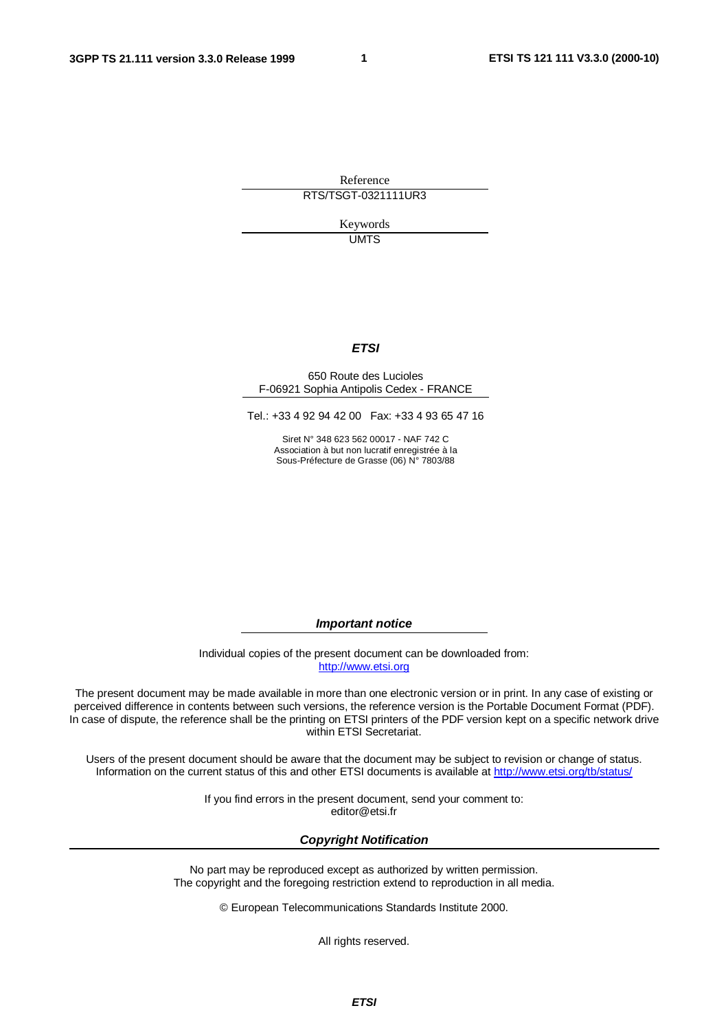Reference

RTS/TSGT-0321111UR3

Keywords

UMTS

***ETSI***

650 Route des Lucioles
F-06921 Sophia Antipolis Cedex - FRANCE

Tel.: +33 4 92 94 42 00 Fax: +33 4 93 65 47 16

Siret N° 348 623 562 00017 - NAF 742 C
Association à but non lucratif enregistrée à la
Sous-Préfecture de Grasse (06) N° 7803/88

***Important notice***

Individual copies of the present document can be downloaded from:
http://www.etsi.org

The present document may be made available in more than one electronic version or in print. In any case of existing or perceived difference in contents between such versions, the reference version is the Portable Document Format (PDF). In case of dispute, the reference shall be the printing on ETSI printers of the PDF version kept on a specific network drive within ETSI Secretariat.

Users of the present document should be aware that the document may be subject to revision or change of status. Information on the current status of this and other ETSI documents is available at http://www.etsi.org/tb/status/

If you find errors in the present document, send your comment to:
editor@etsi.fr

***Copyright Notification***

No part may be reproduced except as authorized by written permission.
The copyright and the foregoing restriction extend to reproduction in all media.

© European Telecommunications Standards Institute 2000.

All rights reserved.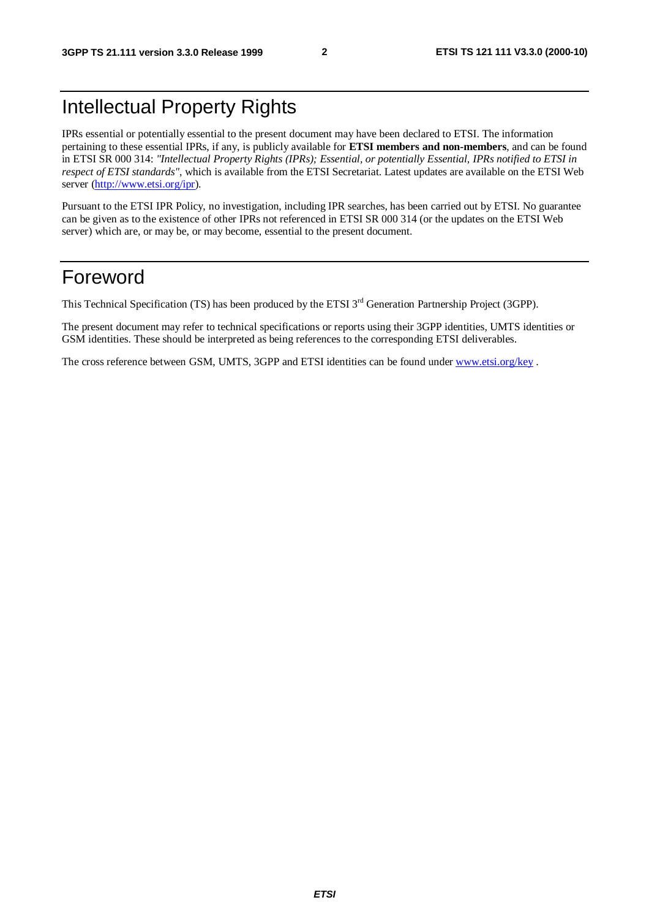# Intellectual Property Rights

IPRs essential or potentially essential to the present document may have been declared to ETSI. The information pertaining to these essential IPRs, if any, is publicly available for **ETSI members and non-members**, and can be found in ETSI SR 000 314: *"Intellectual Property Rights (IPRs); Essential, or potentially Essential, IPRs notified to ETSI in respect of ETSI standards"*, which is available from the ETSI Secretariat. Latest updates are available on the ETSI Web server (http://www.etsi.org/ipr).

Pursuant to the ETSI IPR Policy, no investigation, including IPR searches, has been carried out by ETSI. No guarantee can be given as to the existence of other IPRs not referenced in ETSI SR 000 314 (or the updates on the ETSI Web server) which are, or may be, or may become, essential to the present document.

# Foreword

This Technical Specification (TS) has been produced by the ETSI 3rd Generation Partnership Project (3GPP).

The present document may refer to technical specifications or reports using their 3GPP identities, UMTS identities or GSM identities. These should be interpreted as being references to the corresponding ETSI deliverables.

The cross reference between GSM, UMTS, 3GPP and ETSI identities can be found under www.etsi.org/key .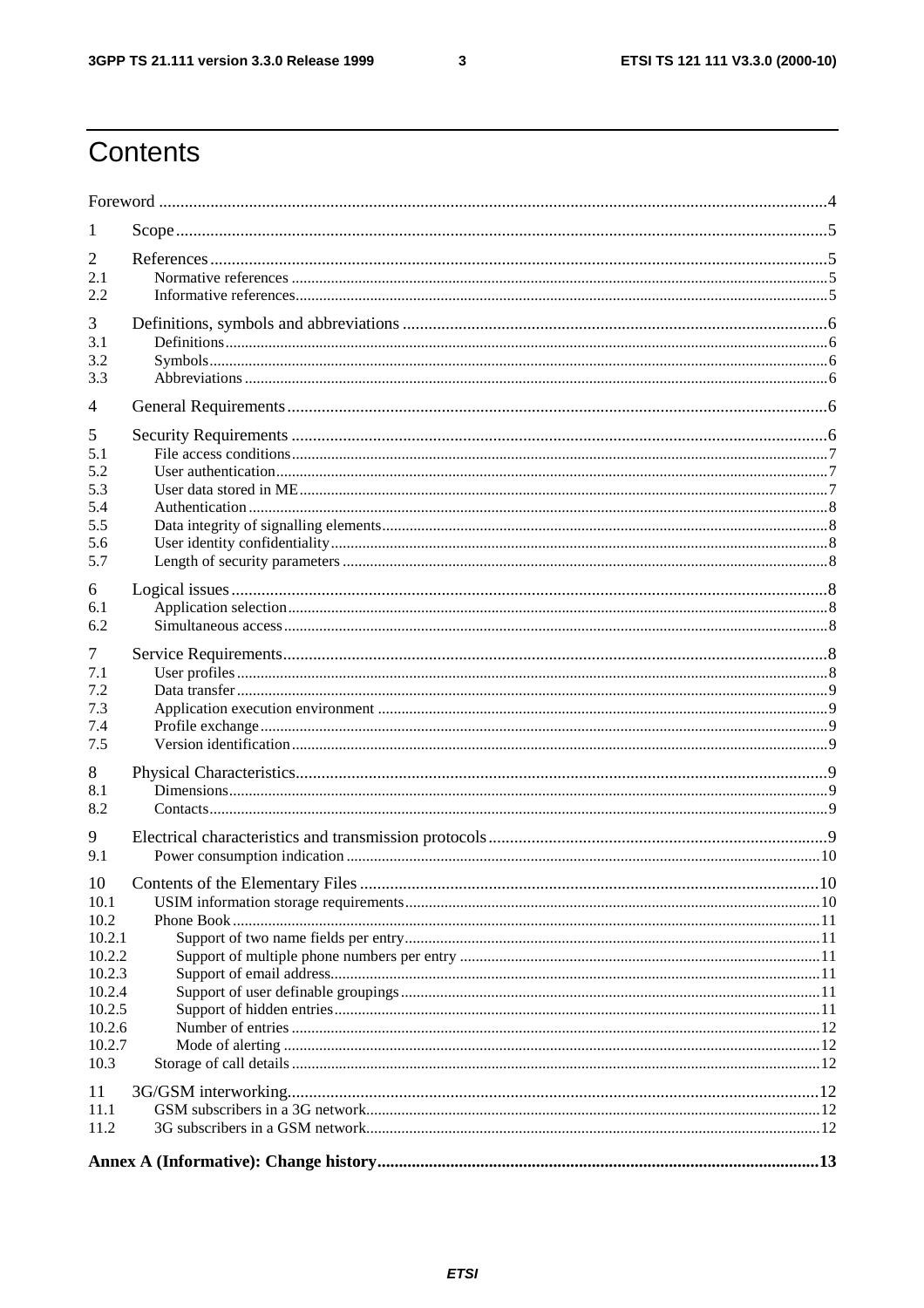# Contents

Foreword ....................................................................................................................................................4

1 Scope ......................................................................................................................................................5

2 References ..............................................................................................................................................5
- 2.1 Normative references ..........................................................................................................................5
- 2.2 Informative references .........................................................................................................................5

3 Definitions, symbols and abbreviations ..................................................................................................6
- 3.1 Definitions ............................................................................................................................................6
- 3.2 Symbols ................................................................................................................................................6
- 3.3 Abbreviations .......................................................................................................................................6

4 General Requirements .............................................................................................................................6

5 Security Requirements ............................................................................................................................6
- 5.1 File access conditions ..........................................................................................................................7
- 5.2 User authentication ..............................................................................................................................7
- 5.3 User data stored in ME ........................................................................................................................7
- 5.4 Authentication ......................................................................................................................................8
- 5.5 Data integrity of signalling elements ...................................................................................................8
- 5.6 User identity confidentiality ................................................................................................................8
- 5.7 Length of security parameters ..............................................................................................................8

6 Logical issues ..........................................................................................................................................8
- 6.1 Application selection ............................................................................................................................8
- 6.2 Simultaneous access ............................................................................................................................8

7 Service Requirements ..............................................................................................................................8
- 7.1 User profiles .........................................................................................................................................8
- 7.2 Data transfer .........................................................................................................................................9
- 7.3 Application execution environment .....................................................................................................9
- 7.4 Profile exchange ...................................................................................................................................9
- 7.5 Version identification ..........................................................................................................................9

8 Physical Characteristics ...........................................................................................................................9
- 8.1 Dimensions ...........................................................................................................................................9
- 8.2 Contacts ................................................................................................................................................9

9 Electrical characteristics and transmission protocols ..............................................................................9
- 9.1 Power consumption indication ...........................................................................................................10

10 Contents of the Elementary Files ..........................................................................................................10
- 10.1 USIM information storage requirements ...........................................................................................10
- 10.2 Phone Book ........................................................................................................................................11
  - 10.2.1 Support of two name fields per entry ............................................................................................11
  - 10.2.2 Support of multiple phone numbers per entry ...............................................................................11
  - 10.2.3 Support of email address ...............................................................................................................11
  - 10.2.4 Support of user definable groupings .............................................................................................11
  - 10.2.5 Support of hidden entries ..............................................................................................................11
  - 10.2.6 Number of entries .........................................................................................................................12
  - 10.2.7 Mode of alerting ...........................................................................................................................12
- 10.3 Storage of call details ........................................................................................................................12

11 3G/GSM interworking ...........................................................................................................................12
- 11.1 GSM subscribers in a 3G network .....................................................................................................12
- 11.2 3G subscribers in a GSM network .....................................................................................................12

**Annex A (Informative): Change history ....................................................................................................13**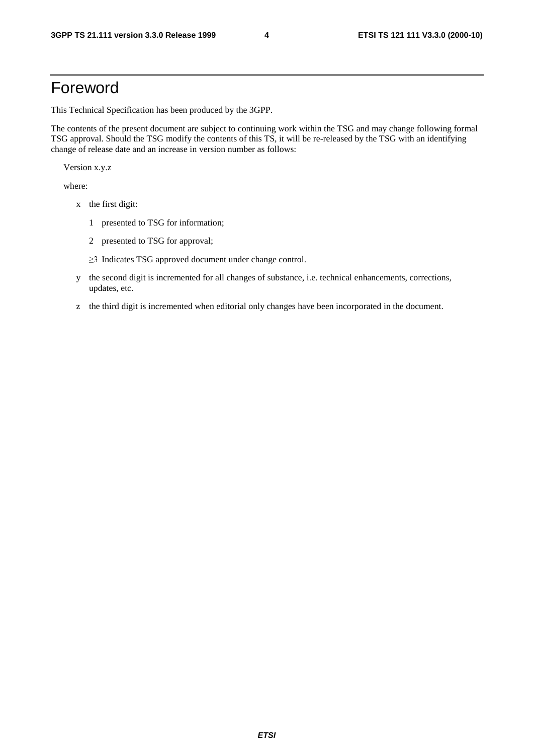# Foreword

This Technical Specification has been produced by the 3GPP.

The contents of the present document are subject to continuing work within the TSG and may change following formal TSG approval. Should the TSG modify the contents of this TS, it will be re-released by the TSG with an identifying change of release date and an increase in version number as follows:

Version x.y.z

where:

- x the first digit:
  - 1 presented to TSG for information;
  - 2 presented to TSG for approval;
  - ≥3 Indicates TSG approved document under change control.
- y the second digit is incremented for all changes of substance, i.e. technical enhancements, corrections, updates, etc.
- z the third digit is incremented when editorial only changes have been incorporated in the document.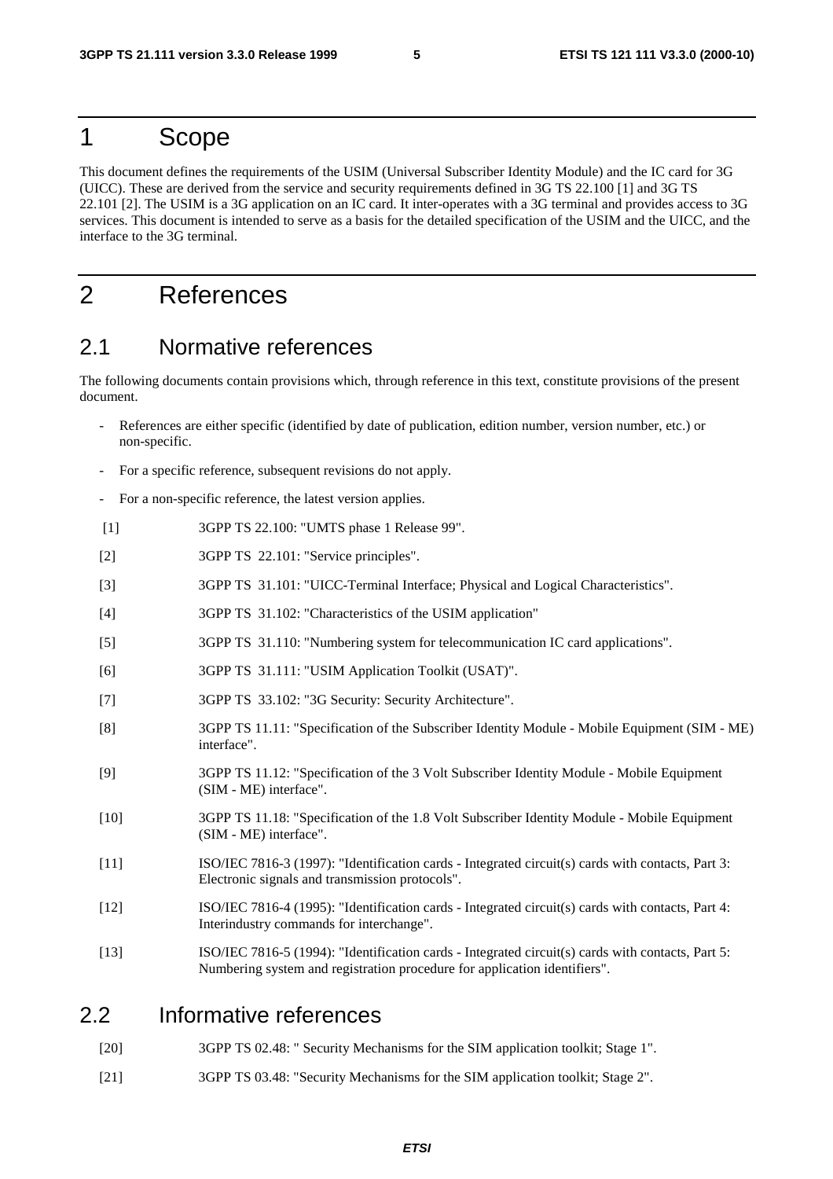# 1 Scope

This document defines the requirements of the USIM (Universal Subscriber Identity Module) and the IC card for 3G (UICC). These are derived from the service and security requirements defined in 3G TS 22.100 [1] and 3G TS 22.101 [2]. The USIM is a 3G application on an IC card. It inter-operates with a 3G terminal and provides access to 3G services. This document is intended to serve as a basis for the detailed specification of the USIM and the UICC, and the interface to the 3G terminal.

# 2 References

## 2.1 Normative references

The following documents contain provisions which, through reference in this text, constitute provisions of the present document.

- References are either specific (identified by date of publication, edition number, version number, etc.) or non-specific.
- For a specific reference, subsequent revisions do not apply.
- For a non-specific reference, the latest version applies.

[1] 3GPP TS 22.100: "UMTS phase 1 Release 99".

[2] 3GPP TS 22.101: "Service principles".

[3] 3GPP TS 31.101: "UICC-Terminal Interface; Physical and Logical Characteristics".

[4] 3GPP TS 31.102: "Characteristics of the USIM application"

[5] 3GPP TS 31.110: "Numbering system for telecommunication IC card applications".

[6] 3GPP TS 31.111: "USIM Application Toolkit (USAT)".

[7] 3GPP TS 33.102: "3G Security: Security Architecture".

[8] 3GPP TS 11.11: "Specification of the Subscriber Identity Module - Mobile Equipment (SIM - ME) interface".

[9] 3GPP TS 11.12: "Specification of the 3 Volt Subscriber Identity Module - Mobile Equipment (SIM - ME) interface".

[10] 3GPP TS 11.18: "Specification of the 1.8 Volt Subscriber Identity Module - Mobile Equipment (SIM - ME) interface".

[11] ISO/IEC 7816-3 (1997): "Identification cards - Integrated circuit(s) cards with contacts, Part 3: Electronic signals and transmission protocols".

[12] ISO/IEC 7816-4 (1995): "Identification cards - Integrated circuit(s) cards with contacts, Part 4: Interindustry commands for interchange".

[13] ISO/IEC 7816-5 (1994): "Identification cards - Integrated circuit(s) cards with contacts, Part 5: Numbering system and registration procedure for application identifiers".

## 2.2 Informative references

[20] 3GPP TS 02.48: " Security Mechanisms for the SIM application toolkit; Stage 1".

[21] 3GPP TS 03.48: "Security Mechanisms for the SIM application toolkit; Stage 2".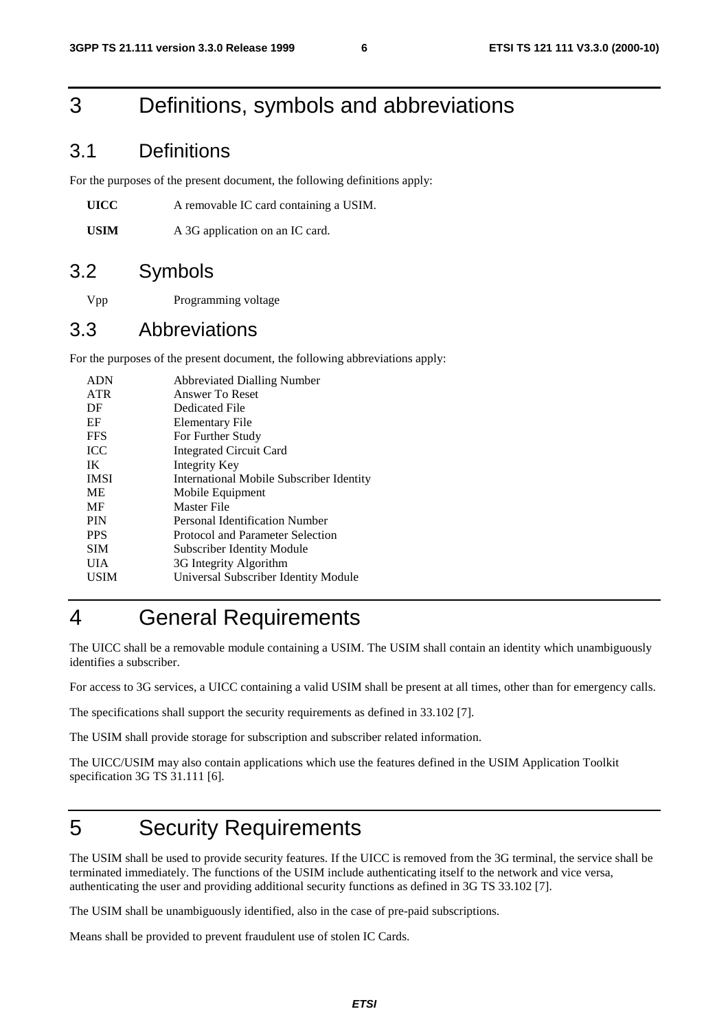# 3 Definitions, symbols and abbreviations

## 3.1 Definitions

For the purposes of the present document, the following definitions apply:

**UICC** A removable IC card containing a USIM.

**USIM** A 3G application on an IC card.

## 3.2 Symbols

Vpp Programming voltage

## 3.3 Abbreviations

For the purposes of the present document, the following abbreviations apply:

| | |
|---|---|
| ADN | Abbreviated Dialling Number |
| ATR | Answer To Reset |
| DF | Dedicated File |
| EF | Elementary File |
| FFS | For Further Study |
| ICC | Integrated Circuit Card |
| IK | Integrity Key |
| IMSI | International Mobile Subscriber Identity |
| ME | Mobile Equipment |
| MF | Master File |
| PIN | Personal Identification Number |
| PPS | Protocol and Parameter Selection |
| SIM | Subscriber Identity Module |
| UIA | 3G Integrity Algorithm |
| USIM | Universal Subscriber Identity Module |

# 4 General Requirements

The UICC shall be a removable module containing a USIM. The USIM shall contain an identity which unambiguously identifies a subscriber.

For access to 3G services, a UICC containing a valid USIM shall be present at all times, other than for emergency calls.

The specifications shall support the security requirements as defined in 33.102 [7].

The USIM shall provide storage for subscription and subscriber related information.

The UICC/USIM may also contain applications which use the features defined in the USIM Application Toolkit specification 3G TS 31.111 [6].

# 5 Security Requirements

The USIM shall be used to provide security features. If the UICC is removed from the 3G terminal, the service shall be terminated immediately. The functions of the USIM include authenticating itself to the network and vice versa, authenticating the user and providing additional security functions as defined in 3G TS 33.102 [7].

The USIM shall be unambiguously identified, also in the case of pre-paid subscriptions.

Means shall be provided to prevent fraudulent use of stolen IC Cards.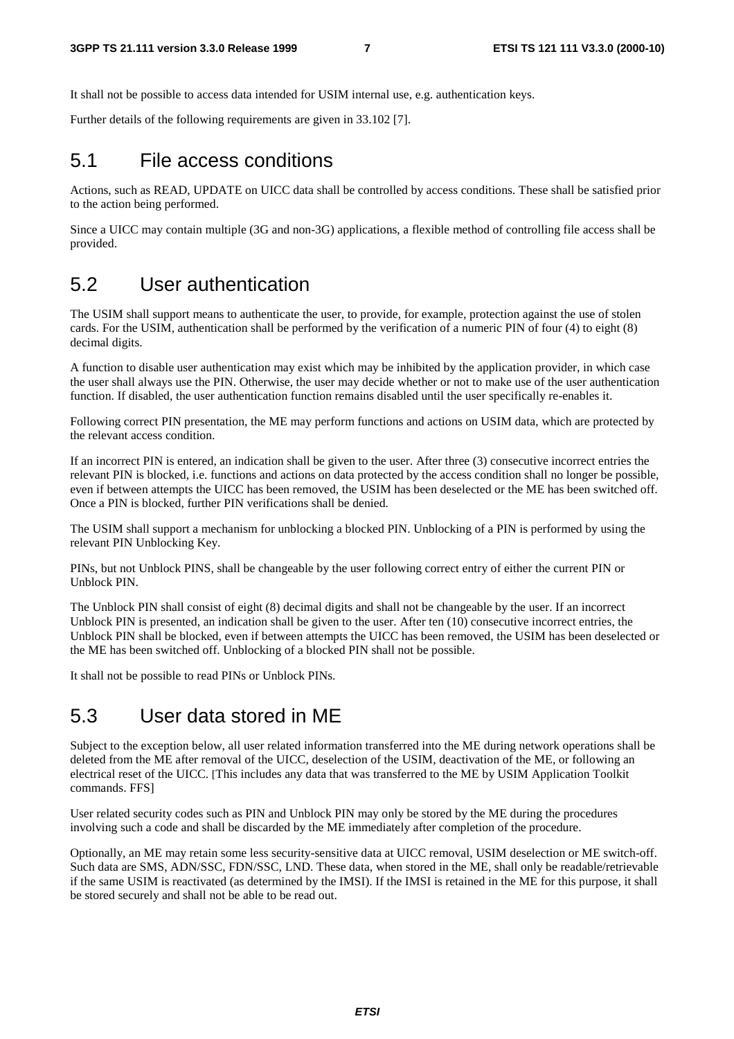It shall not be possible to access data intended for USIM internal use, e.g. authentication keys.

Further details of the following requirements are given in 33.102 [7].

## 5.1 File access conditions

Actions, such as READ, UPDATE on UICC data shall be controlled by access conditions. These shall be satisfied prior to the action being performed.

Since a UICC may contain multiple (3G and non-3G) applications, a flexible method of controlling file access shall be provided.

## 5.2 User authentication

The USIM shall support means to authenticate the user, to provide, for example, protection against the use of stolen cards. For the USIM, authentication shall be performed by the verification of a numeric PIN of four (4) to eight (8) decimal digits.

A function to disable user authentication may exist which may be inhibited by the application provider, in which case the user shall always use the PIN. Otherwise, the user may decide whether or not to make use of the user authentication function. If disabled, the user authentication function remains disabled until the user specifically re-enables it.

Following correct PIN presentation, the ME may perform functions and actions on USIM data, which are protected by the relevant access condition.

If an incorrect PIN is entered, an indication shall be given to the user. After three (3) consecutive incorrect entries the relevant PIN is blocked, i.e. functions and actions on data protected by the access condition shall no longer be possible, even if between attempts the UICC has been removed, the USIM has been deselected or the ME has been switched off. Once a PIN is blocked, further PIN verifications shall be denied.

The USIM shall support a mechanism for unblocking a blocked PIN. Unblocking of a PIN is performed by using the relevant PIN Unblocking Key.

PINs, but not Unblock PINS, shall be changeable by the user following correct entry of either the current PIN or Unblock PIN.

The Unblock PIN shall consist of eight (8) decimal digits and shall not be changeable by the user. If an incorrect Unblock PIN is presented, an indication shall be given to the user. After ten (10) consecutive incorrect entries, the Unblock PIN shall be blocked, even if between attempts the UICC has been removed, the USIM has been deselected or the ME has been switched off. Unblocking of a blocked PIN shall not be possible.

It shall not be possible to read PINs or Unblock PINs.

## 5.3 User data stored in ME

Subject to the exception below, all user related information transferred into the ME during network operations shall be deleted from the ME after removal of the UICC, deselection of the USIM, deactivation of the ME, or following an electrical reset of the UICC. [This includes any data that was transferred to the ME by USIM Application Toolkit commands. FFS]

User related security codes such as PIN and Unblock PIN may only be stored by the ME during the procedures involving such a code and shall be discarded by the ME immediately after completion of the procedure.

Optionally, an ME may retain some less security-sensitive data at UICC removal, USIM deselection or ME switch-off. Such data are SMS, ADN/SSC, FDN/SSC, LND. These data, when stored in the ME, shall only be readable/retrievable if the same USIM is reactivated (as determined by the IMSI). If the IMSI is retained in the ME for this purpose, it shall be stored securely and shall not be able to be read out.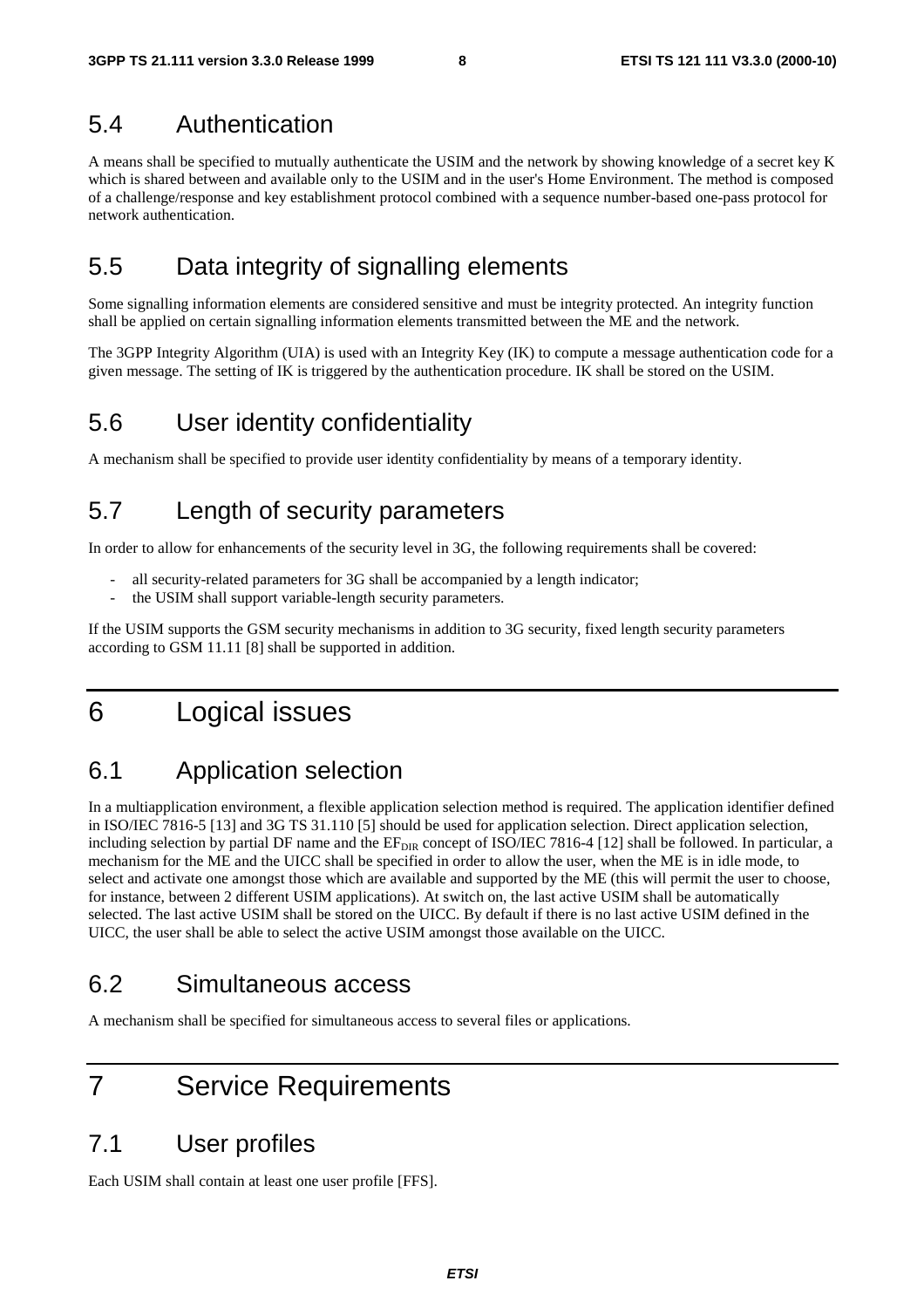## 5.4 Authentication

A means shall be specified to mutually authenticate the USIM and the network by showing knowledge of a secret key K which is shared between and available only to the USIM and in the user's Home Environment. The method is composed of a challenge/response and key establishment protocol combined with a sequence number-based one-pass protocol for network authentication.

## 5.5 Data integrity of signalling elements

Some signalling information elements are considered sensitive and must be integrity protected. An integrity function shall be applied on certain signalling information elements transmitted between the ME and the network.

The 3GPP Integrity Algorithm (UIA) is used with an Integrity Key (IK) to compute a message authentication code for a given message. The setting of IK is triggered by the authentication procedure. IK shall be stored on the USIM.

## 5.6 User identity confidentiality

A mechanism shall be specified to provide user identity confidentiality by means of a temporary identity.

## 5.7 Length of security parameters

In order to allow for enhancements of the security level in 3G, the following requirements shall be covered:

- all security-related parameters for 3G shall be accompanied by a length indicator;
- the USIM shall support variable-length security parameters.

If the USIM supports the GSM security mechanisms in addition to 3G security, fixed length security parameters according to GSM 11.11 [8] shall be supported in addition.

# 6 Logical issues

## 6.1 Application selection

In a multiapplication environment, a flexible application selection method is required. The application identifier defined in ISO/IEC 7816-5 [13] and 3G TS 31.110 [5] should be used for application selection. Direct application selection, including selection by partial DF name and the $EF_{DIR}$ concept of ISO/IEC 7816-4 [12] shall be followed. In particular, a mechanism for the ME and the UICC shall be specified in order to allow the user, when the ME is in idle mode, to select and activate one amongst those which are available and supported by the ME (this will permit the user to choose, for instance, between 2 different USIM applications). At switch on, the last active USIM shall be automatically selected. The last active USIM shall be stored on the UICC. By default if there is no last active USIM defined in the UICC, the user shall be able to select the active USIM amongst those available on the UICC.

## 6.2 Simultaneous access

A mechanism shall be specified for simultaneous access to several files or applications.

# 7 Service Requirements

## 7.1 User profiles

Each USIM shall contain at least one user profile [FFS].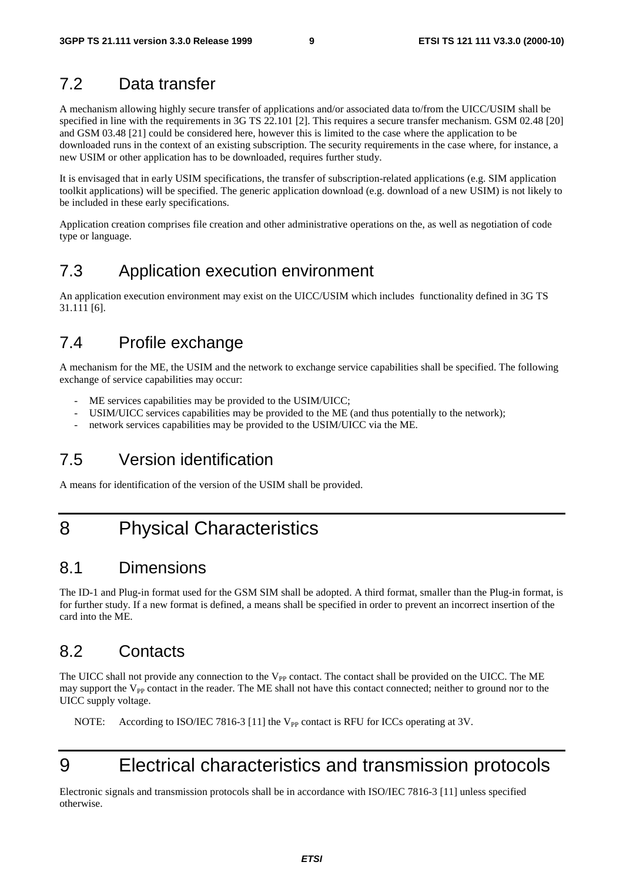## 7.2 Data transfer

A mechanism allowing highly secure transfer of applications and/or associated data to/from the UICC/USIM shall be specified in line with the requirements in 3G TS 22.101 [2]. This requires a secure transfer mechanism. GSM 02.48 [20] and GSM 03.48 [21] could be considered here, however this is limited to the case where the application to be downloaded runs in the context of an existing subscription. The security requirements in the case where, for instance, a new USIM or other application has to be downloaded, requires further study.

It is envisaged that in early USIM specifications, the transfer of subscription-related applications (e.g. SIM application toolkit applications) will be specified. The generic application download (e.g. download of a new USIM) is not likely to be included in these early specifications.

Application creation comprises file creation and other administrative operations on the, as well as negotiation of code type or language.

## 7.3 Application execution environment

An application execution environment may exist on the UICC/USIM which includes functionality defined in 3G TS 31.111 [6].

## 7.4 Profile exchange

A mechanism for the ME, the USIM and the network to exchange service capabilities shall be specified. The following exchange of service capabilities may occur:

- ME services capabilities may be provided to the USIM/UICC;
- USIM/UICC services capabilities may be provided to the ME (and thus potentially to the network);
- network services capabilities may be provided to the USIM/UICC via the ME.

## 7.5 Version identification

A means for identification of the version of the USIM shall be provided.

# 8 Physical Characteristics

## 8.1 Dimensions

The ID-1 and Plug-in format used for the GSM SIM shall be adopted. A third format, smaller than the Plug-in format, is for further study. If a new format is defined, a means shall be specified in order to prevent an incorrect insertion of the card into the ME.

## 8.2 Contacts

The UICC shall not provide any connection to the $V_{PP}$ contact. The contact shall be provided on the UICC. The ME may support the $V_{PP}$ contact in the reader. The ME shall not have this contact connected; neither to ground nor to the UICC supply voltage.

NOTE: According to ISO/IEC 7816-3 [11] the $V_{PP}$ contact is RFU for ICCs operating at 3V.

# 9 Electrical characteristics and transmission protocols

Electronic signals and transmission protocols shall be in accordance with ISO/IEC 7816-3 [11] unless specified otherwise.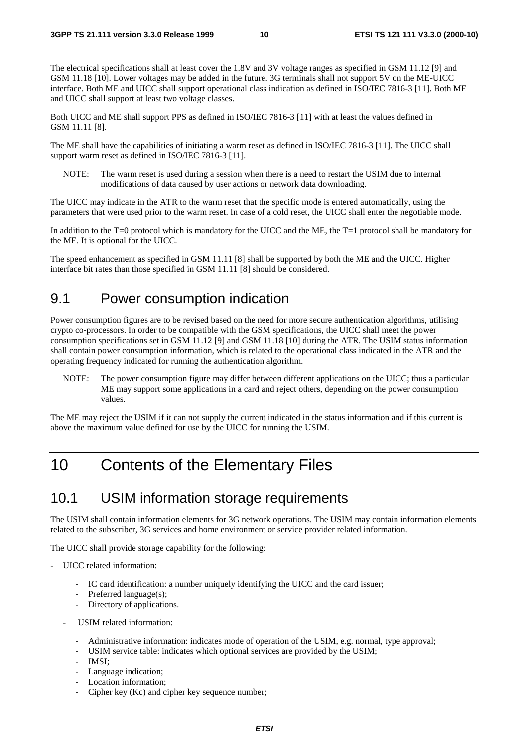The electrical specifications shall at least cover the 1.8V and 3V voltage ranges as specified in GSM 11.12 [9] and GSM 11.18 [10]. Lower voltages may be added in the future. 3G terminals shall not support 5V on the ME-UICC interface. Both ME and UICC shall support operational class indication as defined in ISO/IEC 7816-3 [11]. Both ME and UICC shall support at least two voltage classes.

Both UICC and ME shall support PPS as defined in ISO/IEC 7816-3 [11] with at least the values defined in GSM 11.11 [8].

The ME shall have the capabilities of initiating a warm reset as defined in ISO/IEC 7816-3 [11]. The UICC shall support warm reset as defined in ISO/IEC 7816-3 [11].

NOTE: The warm reset is used during a session when there is a need to restart the USIM due to internal modifications of data caused by user actions or network data downloading.

The UICC may indicate in the ATR to the warm reset that the specific mode is entered automatically, using the parameters that were used prior to the warm reset. In case of a cold reset, the UICC shall enter the negotiable mode.

In addition to the T=0 protocol which is mandatory for the UICC and the ME, the T=1 protocol shall be mandatory for the ME. It is optional for the UICC.

The speed enhancement as specified in GSM 11.11 [8] shall be supported by both the ME and the UICC. Higher interface bit rates than those specified in GSM 11.11 [8] should be considered.

## 9.1 Power consumption indication

Power consumption figures are to be revised based on the need for more secure authentication algorithms, utilising crypto co-processors. In order to be compatible with the GSM specifications, the UICC shall meet the power consumption specifications set in GSM 11.12 [9] and GSM 11.18 [10] during the ATR. The USIM status information shall contain power consumption information, which is related to the operational class indicated in the ATR and the operating frequency indicated for running the authentication algorithm.

NOTE: The power consumption figure may differ between different applications on the UICC; thus a particular ME may support some applications in a card and reject others, depending on the power consumption values.

The ME may reject the USIM if it can not supply the current indicated in the status information and if this current is above the maximum value defined for use by the UICC for running the USIM.

# 10 Contents of the Elementary Files

## 10.1 USIM information storage requirements

The USIM shall contain information elements for 3G network operations. The USIM may contain information elements related to the subscriber, 3G services and home environment or service provider related information.

The UICC shall provide storage capability for the following:

- UICC related information:
  - IC card identification: a number uniquely identifying the UICC and the card issuer;
  - Preferred language(s);
  - Directory of applications.
- USIM related information:
  - Administrative information: indicates mode of operation of the USIM, e.g. normal, type approval;
  - USIM service table: indicates which optional services are provided by the USIM;
  - IMSI;
  - Language indication;
  - Location information;
  - Cipher key (Kc) and cipher key sequence number;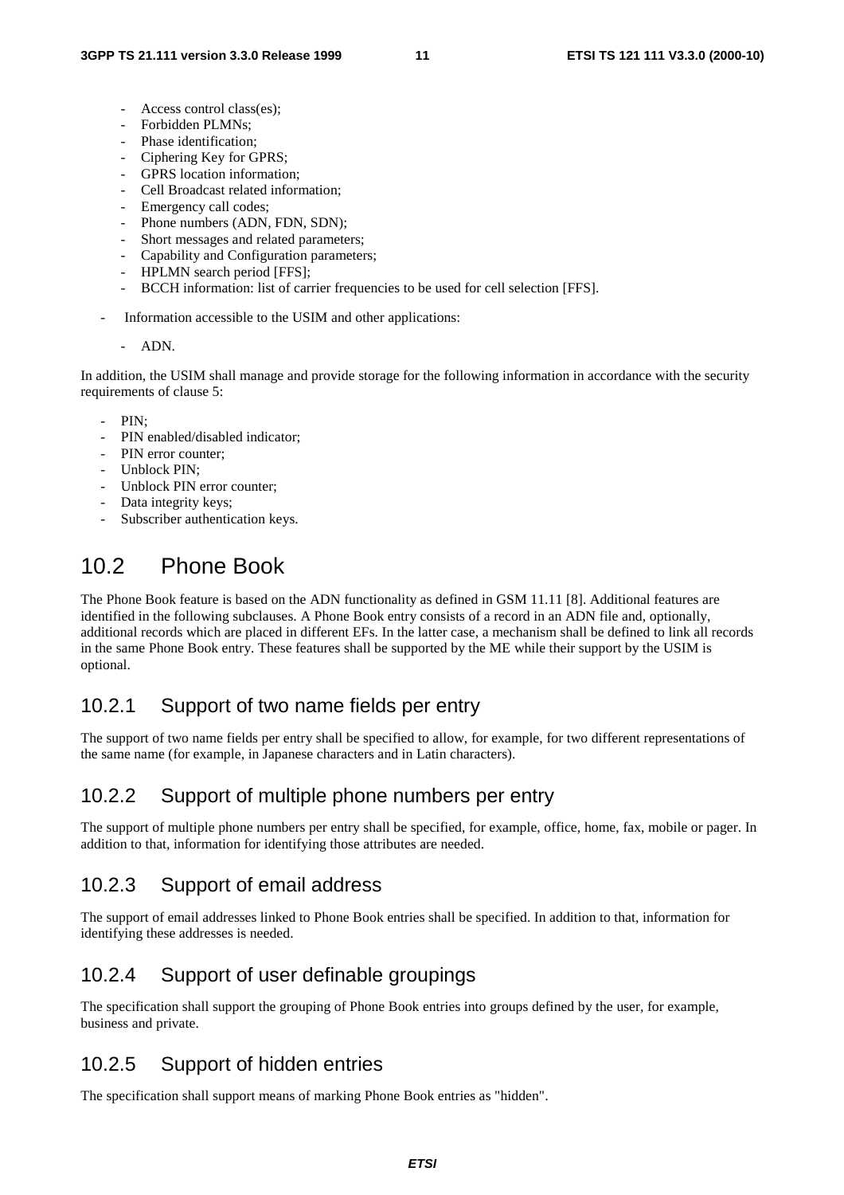- Access control class(es);
- Forbidden PLMNs;
- Phase identification;
- Ciphering Key for GPRS;
- GPRS location information;
- Cell Broadcast related information;
- Emergency call codes;
- Phone numbers (ADN, FDN, SDN);
- Short messages and related parameters;
- Capability and Configuration parameters;
- HPLMN search period [FFS];
- BCCH information: list of carrier frequencies to be used for cell selection [FFS].

- Information accessible to the USIM and other applications:

  - ADN.

In addition, the USIM shall manage and provide storage for the following information in accordance with the security requirements of clause 5:

- PIN;
- PIN enabled/disabled indicator;
- PIN error counter;
- Unblock PIN;
- Unblock PIN error counter;
- Data integrity keys;
- Subscriber authentication keys.

## 10.2 Phone Book

The Phone Book feature is based on the ADN functionality as defined in GSM 11.11 [8]. Additional features are identified in the following subclauses. A Phone Book entry consists of a record in an ADN file and, optionally, additional records which are placed in different EFs. In the latter case, a mechanism shall be defined to link all records in the same Phone Book entry. These features shall be supported by the ME while their support by the USIM is optional.

### 10.2.1 Support of two name fields per entry

The support of two name fields per entry shall be specified to allow, for example, for two different representations of the same name (for example, in Japanese characters and in Latin characters).

### 10.2.2 Support of multiple phone numbers per entry

The support of multiple phone numbers per entry shall be specified, for example, office, home, fax, mobile or pager. In addition to that, information for identifying those attributes are needed.

### 10.2.3 Support of email address

The support of email addresses linked to Phone Book entries shall be specified. In addition to that, information for identifying these addresses is needed.

### 10.2.4 Support of user definable groupings

The specification shall support the grouping of Phone Book entries into groups defined by the user, for example, business and private.

### 10.2.5 Support of hidden entries

The specification shall support means of marking Phone Book entries as "hidden".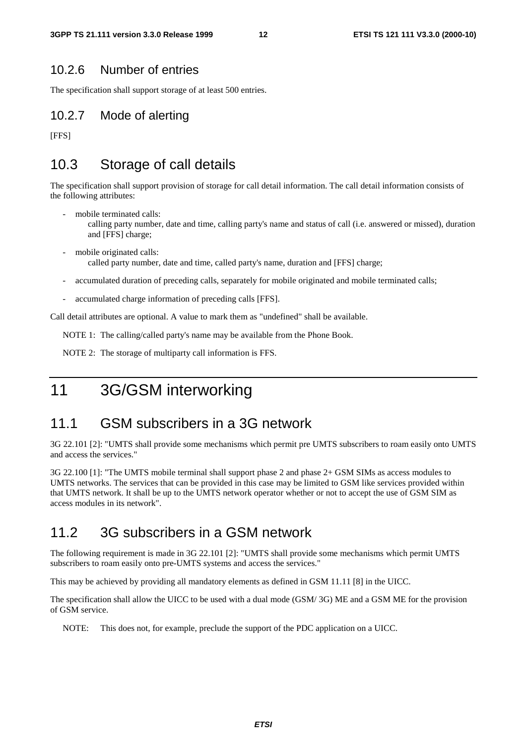### 10.2.6 Number of entries

The specification shall support storage of at least 500 entries.

### 10.2.7 Mode of alerting

[FFS]

## 10.3 Storage of call details

The specification shall support provision of storage for call detail information. The call detail information consists of the following attributes:

- mobile terminated calls:
  calling party number, date and time, calling party's name and status of call (i.e. answered or missed), duration and [FFS] charge;
- mobile originated calls:
  called party number, date and time, called party's name, duration and [FFS] charge;
- accumulated duration of preceding calls, separately for mobile originated and mobile terminated calls;
- accumulated charge information of preceding calls [FFS].

Call detail attributes are optional. A value to mark them as "undefined" shall be available.

NOTE 1: The calling/called party's name may be available from the Phone Book.

NOTE 2: The storage of multiparty call information is FFS.

# 11 3G/GSM interworking

## 11.1 GSM subscribers in a 3G network

3G 22.101 [2]: "UMTS shall provide some mechanisms which permit pre UMTS subscribers to roam easily onto UMTS and access the services."

3G 22.100 [1]: "The UMTS mobile terminal shall support phase 2 and phase 2+ GSM SIMs as access modules to UMTS networks. The services that can be provided in this case may be limited to GSM like services provided within that UMTS network. It shall be up to the UMTS network operator whether or not to accept the use of GSM SIM as access modules in its network".

## 11.2 3G subscribers in a GSM network

The following requirement is made in 3G 22.101 [2]: "UMTS shall provide some mechanisms which permit UMTS subscribers to roam easily onto pre-UMTS systems and access the services."

This may be achieved by providing all mandatory elements as defined in GSM 11.11 [8] in the UICC.

The specification shall allow the UICC to be used with a dual mode (GSM/ 3G) ME and a GSM ME for the provision of GSM service.

NOTE: This does not, for example, preclude the support of the PDC application on a UICC.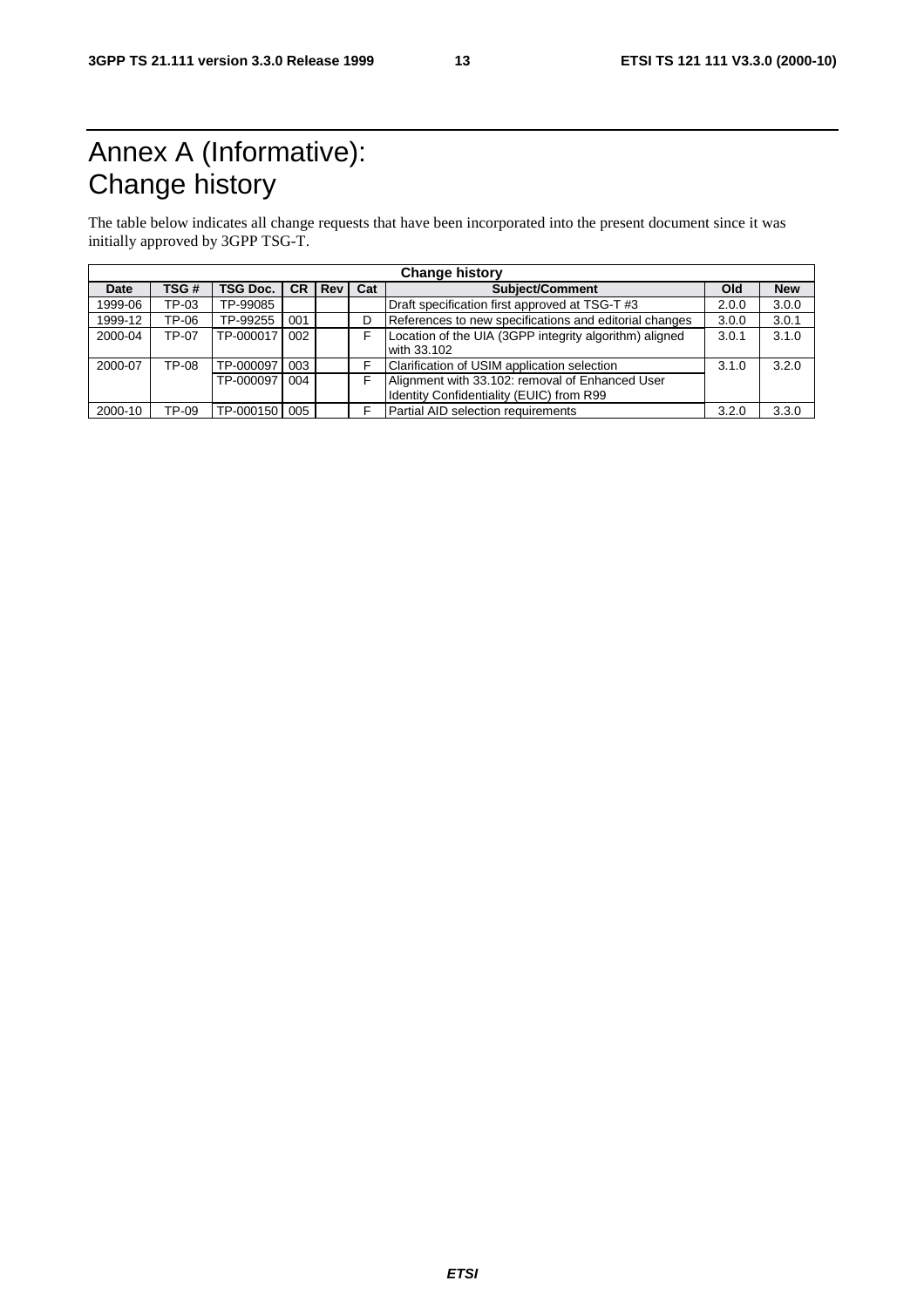# Annex A (Informative): Change history

The table below indicates all change requests that have been incorporated into the present document since it was initially approved by 3GPP TSG-T.

| Change history | | | | | | | | |
|---|---|---|---|---|---|---|---|---|
| **Date** | **TSG #** | **TSG Doc.** | **CR** | **Rev** | **Cat** | **Subject/Comment** | **Old** | **New** |
| 1999-06 | TP-03 | TP-99085 | | | | Draft specification first approved at TSG-T #3 | 2.0.0 | 3.0.0 |
| 1999-12 | TP-06 | TP-99255 | 001 | | D | References to new specifications and editorial changes | 3.0.0 | 3.0.1 |
| 2000-04 | TP-07 | TP-000017 | 002 | | F | Location of the UIA (3GPP integrity algorithm) aligned with 33.102 | 3.0.1 | 3.1.0 |
| 2000-07 | TP-08 | TP-000097 | 003 | | F | Clarification of USIM application selection | 3.1.0 | 3.2.0 |
| | | TP-000097 | 004 | | F | Alignment with 33.102: removal of Enhanced User Identity Confidentiality (EUIC) from R99 | | |
| 2000-10 | TP-09 | TP-000150 | 005 | | F | Partial AID selection requirements | 3.2.0 | 3.3.0 |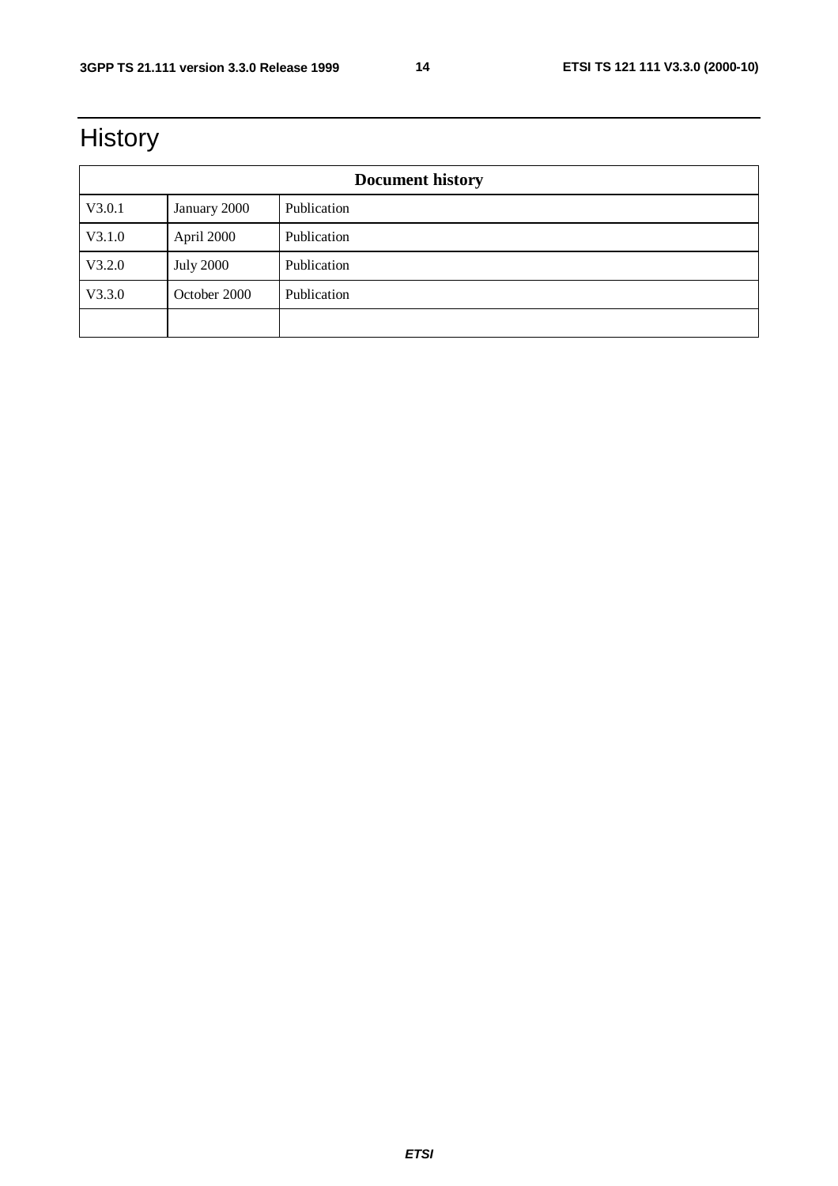# History

| Document history | | |
|---|---|---|
| V3.0.1 | January 2000 | Publication |
| V3.1.0 | April 2000 | Publication |
| V3.2.0 | July 2000 | Publication |
| V3.3.0 | October 2000 | Publication |
| | | |